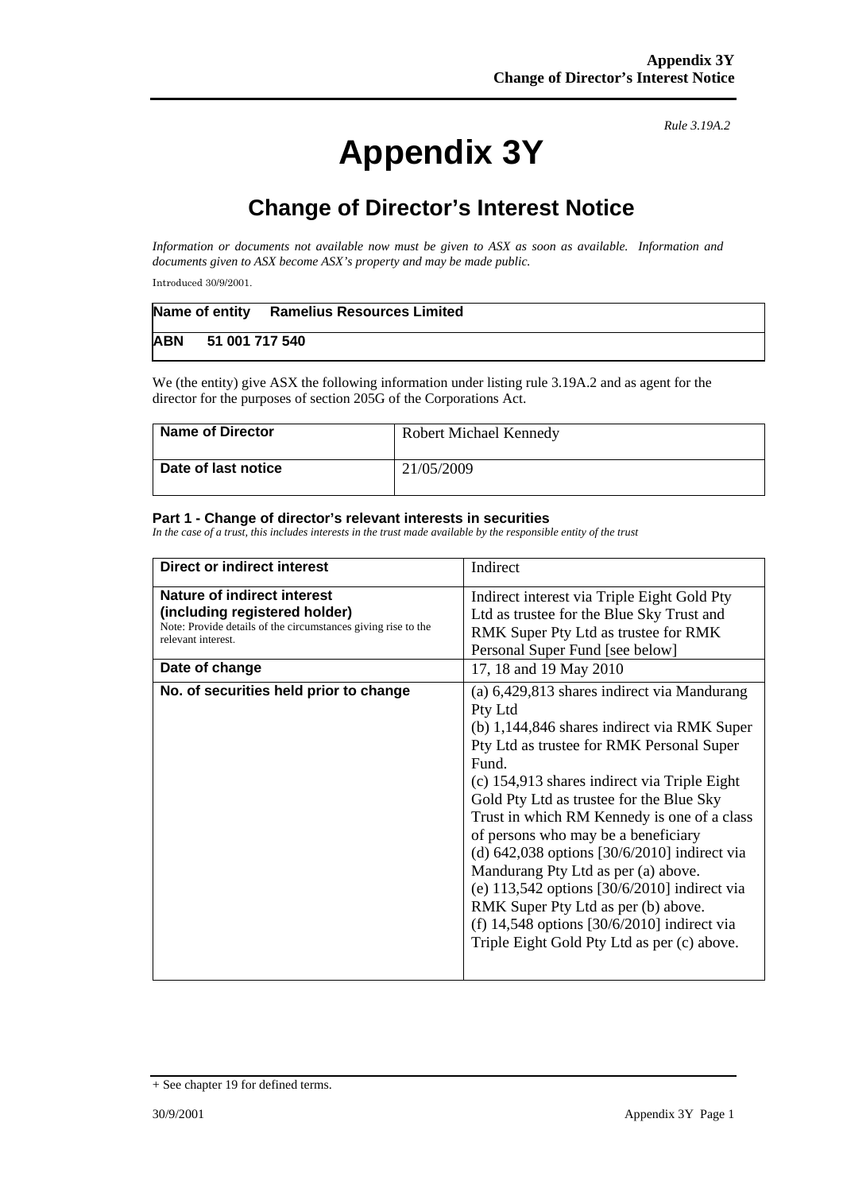*Rule 3.19A.2*

# Appendix 3Y

## Change of Director's Interest Notice

*Information or documents not available now must be given to ASX as soon as available. Information and documents given to ASX become ASX's property and may be made public.*

Introduced 30/9/2001.

| **Name of entity** | **Ramelius Resources Limited** |
|---|---|
| **ABN** | **51 001 717 540** |

We (the entity) give ASX the following information under listing rule 3.19A.2 and as agent for the director for the purposes of section 205G of the Corporations Act.

| **Name of Director** | Robert Michael Kennedy |
|---|---|
| **Date of last notice** | 21/05/2009 |

#### Part 1 - Change of director's relevant interests in securities

*In the case of a trust, this includes interests in the trust made available by the responsible entity of the trust*

| **Direct or indirect interest** | Indirect |
|---|---|
| **Nature of indirect interest (including registered holder)**<br>Note: Provide details of the circumstances giving rise to the relevant interest. | Indirect interest via Triple Eight Gold Pty Ltd as trustee for the Blue Sky Trust and RMK Super Pty Ltd as trustee for RMK Personal Super Fund [see below] |
| **Date of change** | 17, 18 and 19 May 2010 |
| **No. of securities held prior to change** | (a) 6,429,813 shares indirect via Mandurang Pty Ltd<br>(b) 1,144,846 shares indirect via RMK Super Pty Ltd as trustee for RMK Personal Super Fund.<br>(c) 154,913 shares indirect via Triple Eight Gold Pty Ltd as trustee for the Blue Sky Trust in which RM Kennedy is one of a class of persons who may be a beneficiary<br>(d) 642,038 options [30/6/2010] indirect via Mandurang Pty Ltd as per (a) above.<br>(e) 113,542 options [30/6/2010] indirect via RMK Super Pty Ltd as per (b) above.<br>(f) 14,548 options [30/6/2010] indirect via Triple Eight Gold Pty Ltd as per (c) above. |

+ See chapter 19 for defined terms.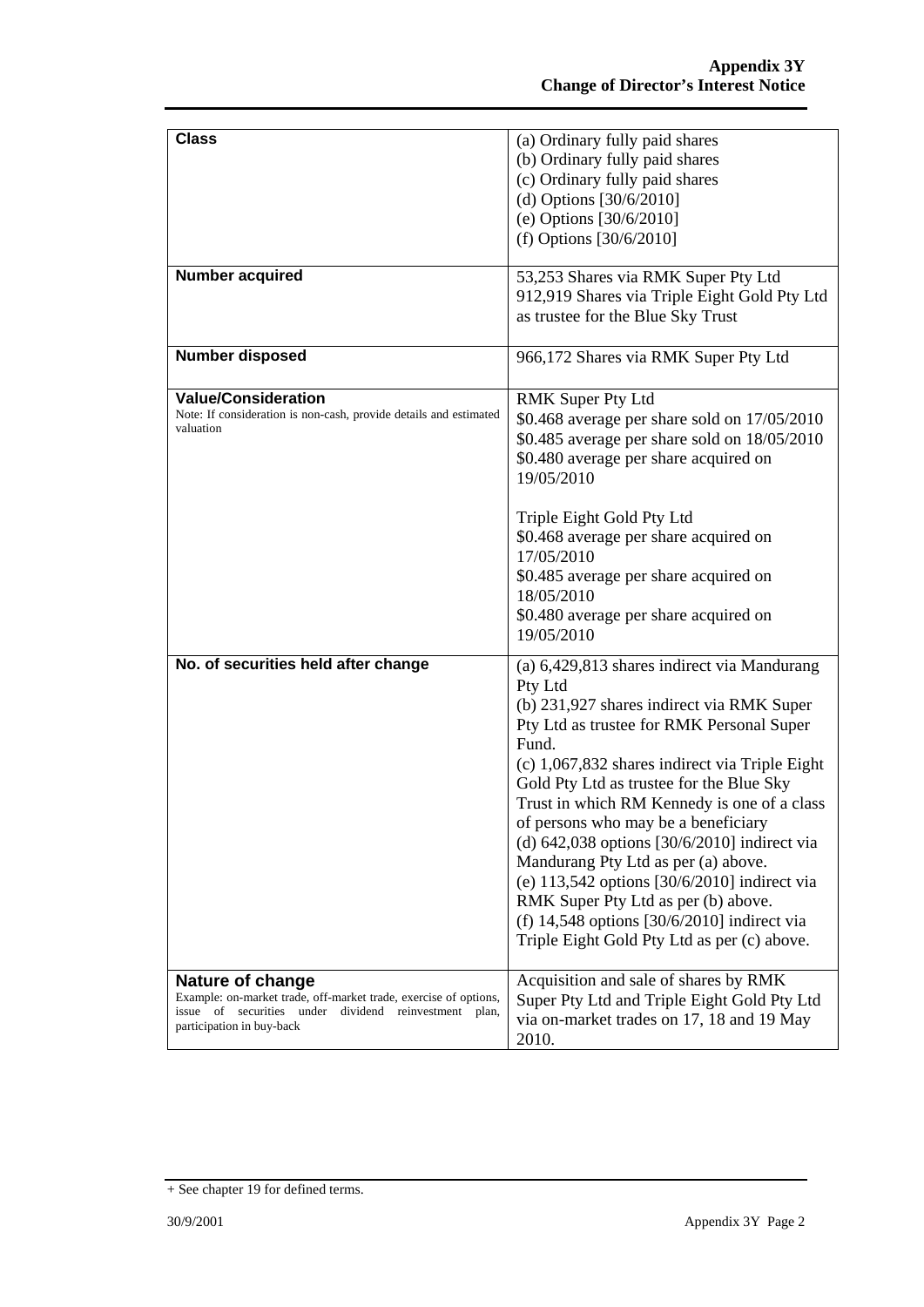| | |
|---|---|
| **Class** | (a) Ordinary fully paid shares<br>(b) Ordinary fully paid shares<br>(c) Ordinary fully paid shares<br>(d) Options [30/6/2010]<br>(e) Options [30/6/2010]<br>(f) Options [30/6/2010] |
| **Number acquired** | 53,253 Shares via RMK Super Pty Ltd<br>912,919 Shares via Triple Eight Gold Pty Ltd as trustee for the Blue Sky Trust |
| **Number disposed** | 966,172 Shares via RMK Super Pty Ltd |
| **Value/Consideration**<br>Note: If consideration is non-cash, provide details and estimated valuation | RMK Super Pty Ltd<br>$0.468 average per share sold on 17/05/2010<br>$0.485 average per share sold on 18/05/2010<br>$0.480 average per share acquired on 19/05/2010<br><br>Triple Eight Gold Pty Ltd<br>$0.468 average per share acquired on 17/05/2010<br>$0.485 average per share acquired on 18/05/2010<br>$0.480 average per share acquired on 19/05/2010 |
| **No. of securities held after change** | (a) 6,429,813 shares indirect via Mandurang Pty Ltd<br>(b) 231,927 shares indirect via RMK Super Pty Ltd as trustee for RMK Personal Super Fund.<br>(c) 1,067,832 shares indirect via Triple Eight Gold Pty Ltd as trustee for the Blue Sky Trust in which RM Kennedy is one of a class of persons who may be a beneficiary<br>(d) 642,038 options [30/6/2010] indirect via Mandurang Pty Ltd as per (a) above.<br>(e) 113,542 options [30/6/2010] indirect via RMK Super Pty Ltd as per (b) above.<br>(f) 14,548 options [30/6/2010] indirect via Triple Eight Gold Pty Ltd as per (c) above. |
| **Nature of change**<br>Example: on-market trade, off-market trade, exercise of options, issue of securities under dividend reinvestment plan, participation in buy-back | Acquisition and sale of shares by RMK Super Pty Ltd and Triple Eight Gold Pty Ltd via on-market trades on 17, 18 and 19 May 2010. |

+ See chapter 19 for defined terms.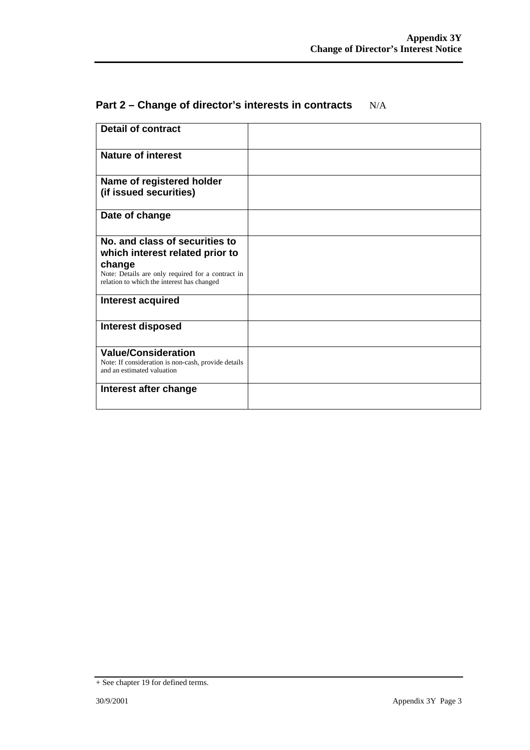## Part 2 – Change of director's interests in contracts N/A

| | |
|---|---|
| **Detail of contract** | |
| **Nature of interest** | |
| **Name of registered holder (if issued securities)** | |
| **Date of change** | |
| **No. and class of securities to which interest related prior to change**<br>Note: Details are only required for a contract in relation to which the interest has changed | |
| **Interest acquired** | |
| **Interest disposed** | |
| **Value/Consideration**<br>Note: If consideration is non-cash, provide details and an estimated valuation | |
| **Interest after change** | |

+ See chapter 19 for defined terms.